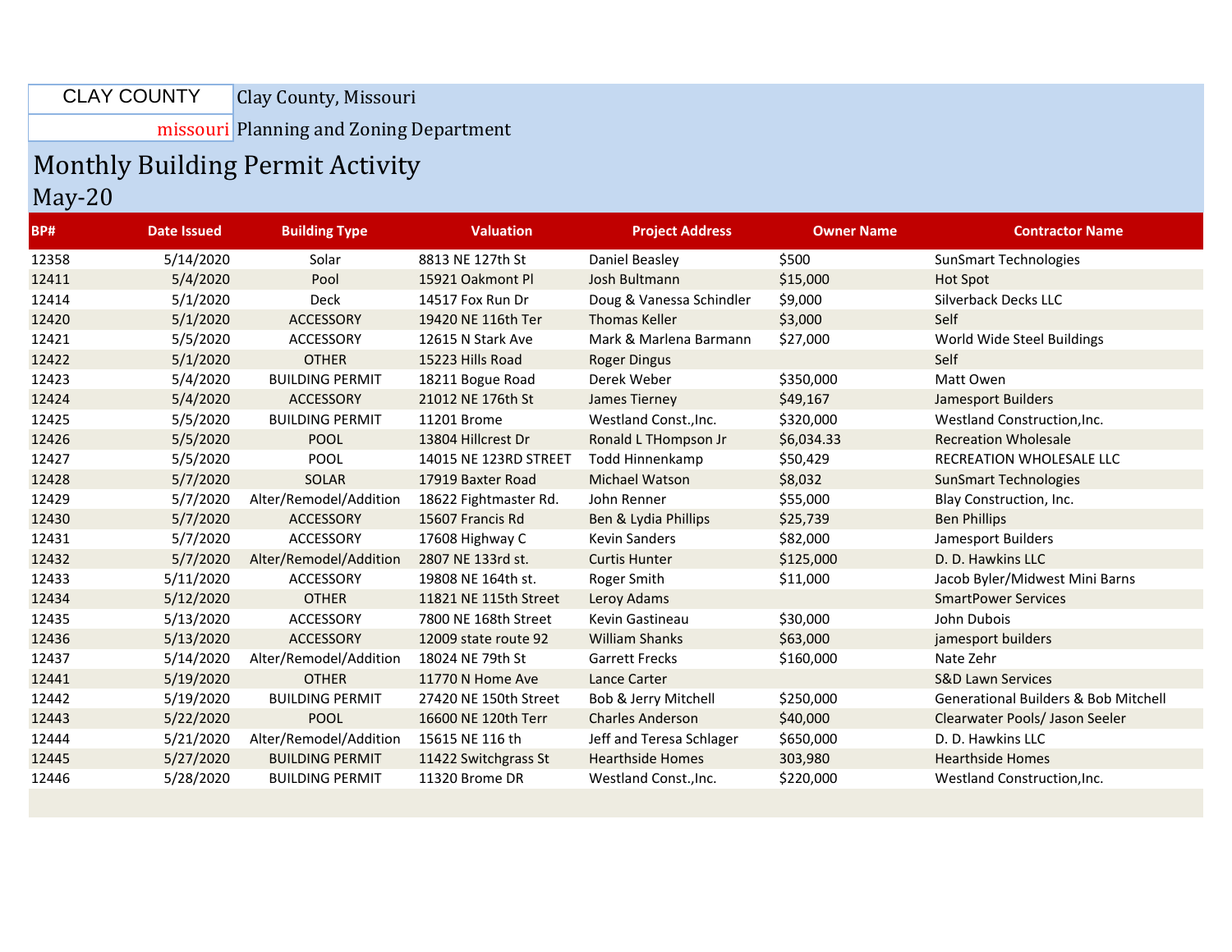CLAY COUNTY missouri

Clay County, Missouri

Planning and Zoning Department

# Monthly Building Permit Activity

## May-20

| BP# | Date Issued | Building Type | Valuation | Project Address | Owner Name | Contractor Name |
|---|---|---|---|---|---|---|
| 12358 | 5/14/2020 | Solar | 8813 NE 127th St | Daniel Beasley | $500 | SunSmart Technologies |
| 12411 | 5/4/2020 | Pool | 15921 Oakmont Pl | Josh Bultmann | $15,000 | Hot Spot |
| 12414 | 5/1/2020 | Deck | 14517 Fox Run Dr | Doug & Vanessa Schindler | $9,000 | Silverback Decks LLC |
| 12420 | 5/1/2020 | ACCESSORY | 19420 NE 116th Ter | Thomas Keller | $3,000 | Self |
| 12421 | 5/5/2020 | ACCESSORY | 12615 N Stark Ave | Mark & Marlena Barmann | $27,000 | World Wide Steel Buildings |
| 12422 | 5/1/2020 | OTHER | 15223 Hills Road | Roger Dingus | | Self |
| 12423 | 5/4/2020 | BUILDING PERMIT | 18211 Bogue Road | Derek Weber | $350,000 | Matt Owen |
| 12424 | 5/4/2020 | ACCESSORY | 21012 NE 176th St | James Tierney | $49,167 | Jamesport Builders |
| 12425 | 5/5/2020 | BUILDING PERMIT | 11201 Brome | Westland Const.,Inc. | $320,000 | Westland Construction,Inc. |
| 12426 | 5/5/2020 | POOL | 13804 Hillcrest Dr | Ronald L THompson Jr | $6,034.33 | Recreation Wholesale |
| 12427 | 5/5/2020 | POOL | 14015 NE 123RD STREET | Todd Hinnenkamp | $50,429 | RECREATION WHOLESALE LLC |
| 12428 | 5/7/2020 | SOLAR | 17919 Baxter Road | Michael Watson | $8,032 | SunSmart Technologies |
| 12429 | 5/7/2020 | Alter/Remodel/Addition | 18622 Fightmaster Rd. | John Renner | $55,000 | Blay Construction, Inc. |
| 12430 | 5/7/2020 | ACCESSORY | 15607 Francis Rd | Ben & Lydia Phillips | $25,739 | Ben Phillips |
| 12431 | 5/7/2020 | ACCESSORY | 17608 Highway C | Kevin Sanders | $82,000 | Jamesport Builders |
| 12432 | 5/7/2020 | Alter/Remodel/Addition | 2807 NE 133rd st. | Curtis Hunter | $125,000 | D. D. Hawkins LLC |
| 12433 | 5/11/2020 | ACCESSORY | 19808 NE 164th st. | Roger Smith | $11,000 | Jacob Byler/Midwest Mini Barns |
| 12434 | 5/12/2020 | OTHER | 11821 NE 115th Street | Leroy Adams | | SmartPower Services |
| 12435 | 5/13/2020 | ACCESSORY | 7800 NE 168th Street | Kevin Gastineau | $30,000 | John Dubois |
| 12436 | 5/13/2020 | ACCESSORY | 12009 state route 92 | William Shanks | $63,000 | jamesport builders |
| 12437 | 5/14/2020 | Alter/Remodel/Addition | 18024 NE 79th St | Garrett Frecks | $160,000 | Nate Zehr |
| 12441 | 5/19/2020 | OTHER | 11770 N Home Ave | Lance Carter | | S&D Lawn Services |
| 12442 | 5/19/2020 | BUILDING PERMIT | 27420 NE 150th Street | Bob & Jerry Mitchell | $250,000 | Generational Builders & Bob Mitchell |
| 12443 | 5/22/2020 | POOL | 16600 NE 120th Terr | Charles Anderson | $40,000 | Clearwater Pools/ Jason Seeler |
| 12444 | 5/21/2020 | Alter/Remodel/Addition | 15615 NE 116 th | Jeff and Teresa Schlager | $650,000 | D. D. Hawkins LLC |
| 12445 | 5/27/2020 | BUILDING PERMIT | 11422 Switchgrass St | Hearthside Homes | 303,980 | Hearthside Homes |
| 12446 | 5/28/2020 | BUILDING PERMIT | 11320 Brome DR | Westland Const.,Inc. | $220,000 | Westland Construction,Inc. |